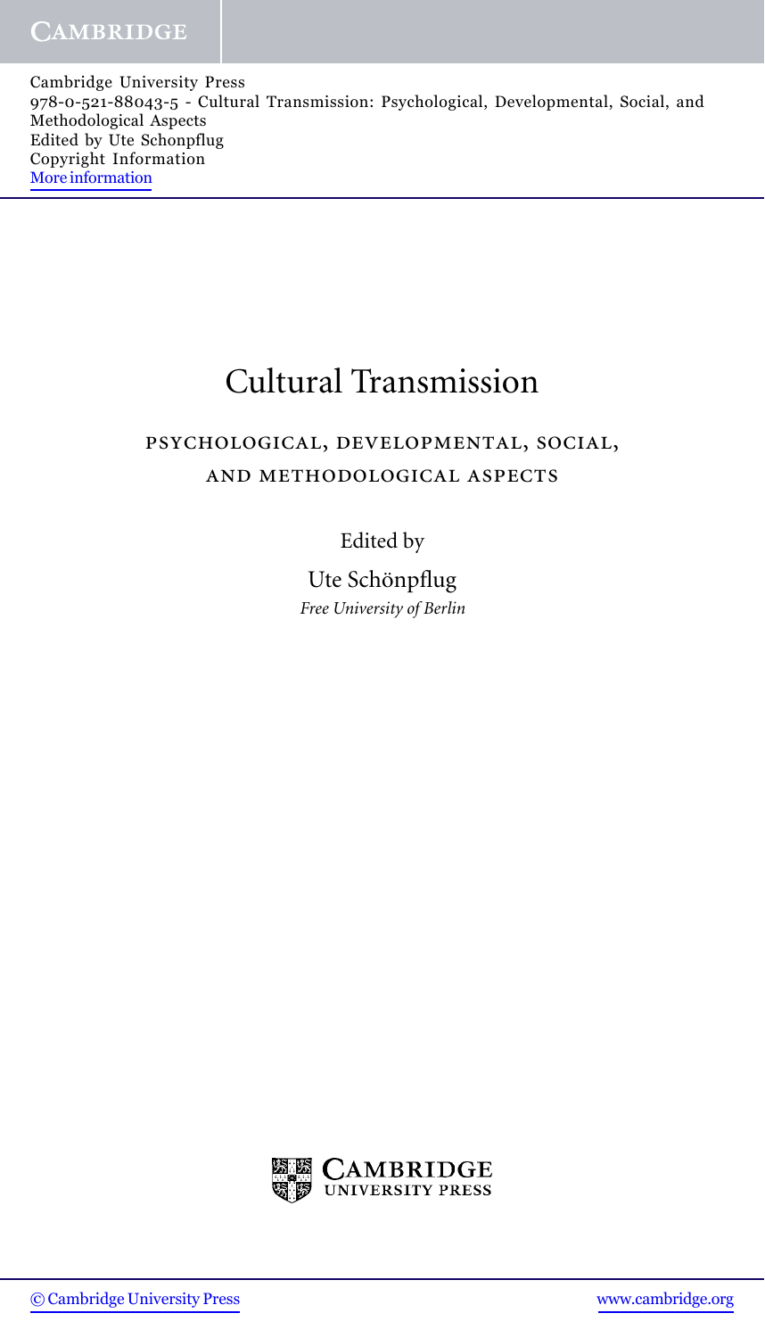# Cultural Transmission

## PSYCHOLOGICAL, DEVELOPMENTAL, SOCIAL, AND METHODOLOGICAL ASPECTS

Edited by

Ute Schönpflug

*Free University of Berlin*

CAMBRIDGE UNIVERSITY PRESS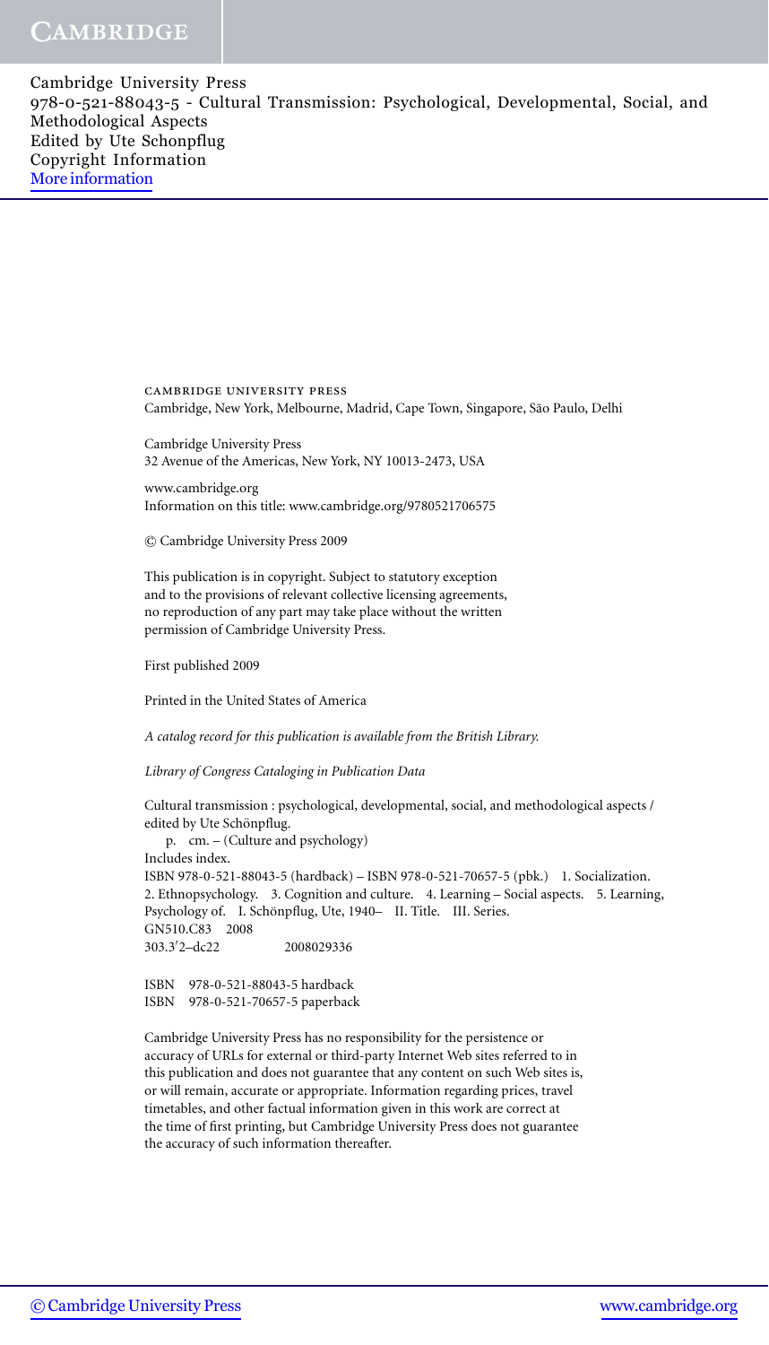CAMBRIDGE UNIVERSITY PRESS
Cambridge, New York, Melbourne, Madrid, Cape Town, Singapore, São Paulo, Delhi

Cambridge University Press
32 Avenue of the Americas, New York, NY 10013-2473, USA

www.cambridge.org
Information on this title: www.cambridge.org/9780521706575

© Cambridge University Press 2009

This publication is in copyright. Subject to statutory exception
and to the provisions of relevant collective licensing agreements,
no reproduction of any part may take place without the written
permission of Cambridge University Press.

First published 2009

Printed in the United States of America

*A catalog record for this publication is available from the British Library.*

*Library of Congress Cataloging in Publication Data*

Cultural transmission : psychological, developmental, social, and methodological aspects /
edited by Ute Schönpflug.
p. cm. – (Culture and psychology)
Includes index.
ISBN 978-0-521-88043-5 (hardback) – ISBN 978-0-521-70657-5 (pbk.) 1. Socialization.
2. Ethnopsychology. 3. Cognition and culture. 4. Learning – Social aspects. 5. Learning,
Psychology of. I. Schönpflug, Ute, 1940– II. Title. III. Series.
GN510.C83 2008
303.3′2–dc22 2008029336

ISBN 978-0-521-88043-5 hardback
ISBN 978-0-521-70657-5 paperback

Cambridge University Press has no responsibility for the persistence or
accuracy of URLs for external or third-party Internet Web sites referred to in
this publication and does not guarantee that any content on such Web sites is,
or will remain, accurate or appropriate. Information regarding prices, travel
timetables, and other factual information given in this work are correct at
the time of first printing, but Cambridge University Press does not guarantee
the accuracy of such information thereafter.